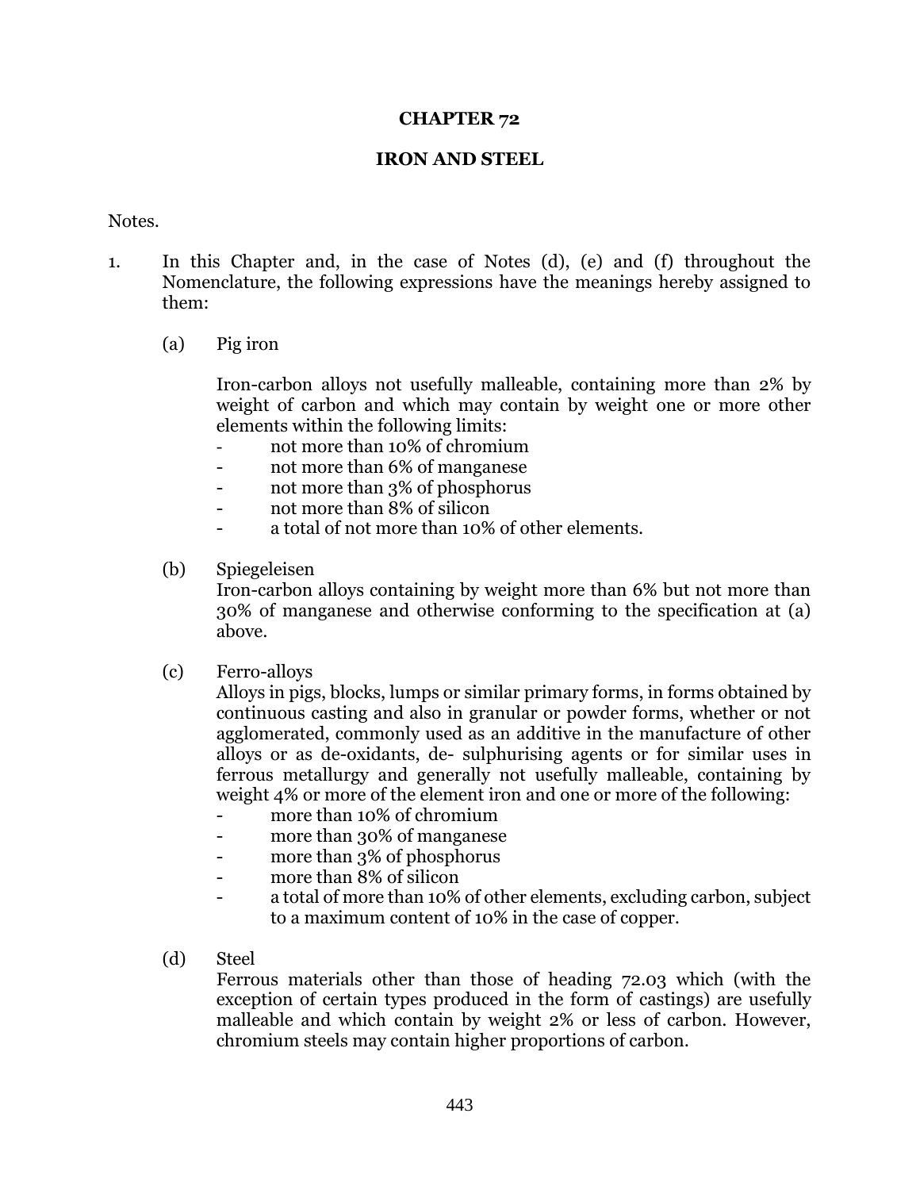# CHAPTER 72

## IRON AND STEEL

Notes.

1. In this Chapter and, in the case of Notes (d), (e) and (f) throughout the Nomenclature, the following expressions have the meanings hereby assigned to them:

   (a) Pig iron

   Iron-carbon alloys not usefully malleable, containing more than 2% by weight of carbon and which may contain by weight one or more other elements within the following limits:
   - not more than 10% of chromium
   - not more than 6% of manganese
   - not more than 3% of phosphorus
   - not more than 8% of silicon
   - a total of not more than 10% of other elements.

   (b) Spiegeleisen

   Iron-carbon alloys containing by weight more than 6% but not more than 30% of manganese and otherwise conforming to the specification at (a) above.

   (c) Ferro-alloys

   Alloys in pigs, blocks, lumps or similar primary forms, in forms obtained by continuous casting and also in granular or powder forms, whether or not agglomerated, commonly used as an additive in the manufacture of other alloys or as de-oxidants, de- sulphurising agents or for similar uses in ferrous metallurgy and generally not usefully malleable, containing by weight 4% or more of the element iron and one or more of the following:
   - more than 10% of chromium
   - more than 30% of manganese
   - more than 3% of phosphorus
   - more than 8% of silicon
   - a total of more than 10% of other elements, excluding carbon, subject to a maximum content of 10% in the case of copper.

   (d) Steel

   Ferrous materials other than those of heading 72.03 which (with the exception of certain types produced in the form of castings) are usefully malleable and which contain by weight 2% or less of carbon. However, chromium steels may contain higher proportions of carbon.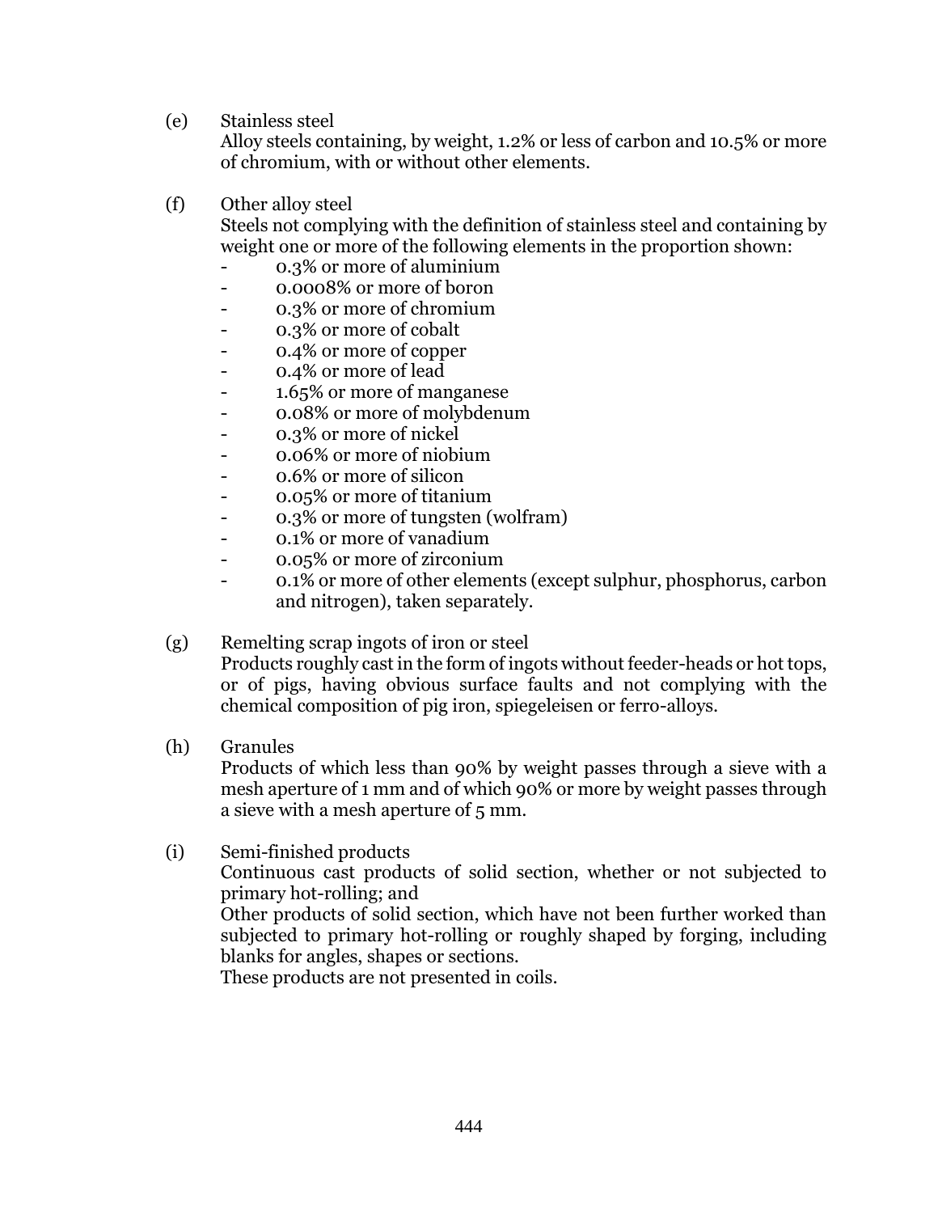(e) Stainless steel

Alloy steels containing, by weight, 1.2% or less of carbon and 10.5% or more of chromium, with or without other elements.

(f) Other alloy steel

Steels not complying with the definition of stainless steel and containing by weight one or more of the following elements in the proportion shown:

- 0.3% or more of aluminium
- 0.0008% or more of boron
- 0.3% or more of chromium
- 0.3% or more of cobalt
- 0.4% or more of copper
- 0.4% or more of lead
- 1.65% or more of manganese
- 0.08% or more of molybdenum
- 0.3% or more of nickel
- 0.06% or more of niobium
- 0.6% or more of silicon
- 0.05% or more of titanium
- 0.3% or more of tungsten (wolfram)
- 0.1% or more of vanadium
- 0.05% or more of zirconium
- 0.1% or more of other elements (except sulphur, phosphorus, carbon and nitrogen), taken separately.

(g) Remelting scrap ingots of iron or steel

Products roughly cast in the form of ingots without feeder-heads or hot tops, or of pigs, having obvious surface faults and not complying with the chemical composition of pig iron, spiegeleisen or ferro-alloys.

(h) Granules

Products of which less than 90% by weight passes through a sieve with a mesh aperture of 1 mm and of which 90% or more by weight passes through a sieve with a mesh aperture of 5 mm.

(i) Semi-finished products

Continuous cast products of solid section, whether or not subjected to primary hot-rolling; and

Other products of solid section, which have not been further worked than subjected to primary hot-rolling or roughly shaped by forging, including blanks for angles, shapes or sections.

These products are not presented in coils.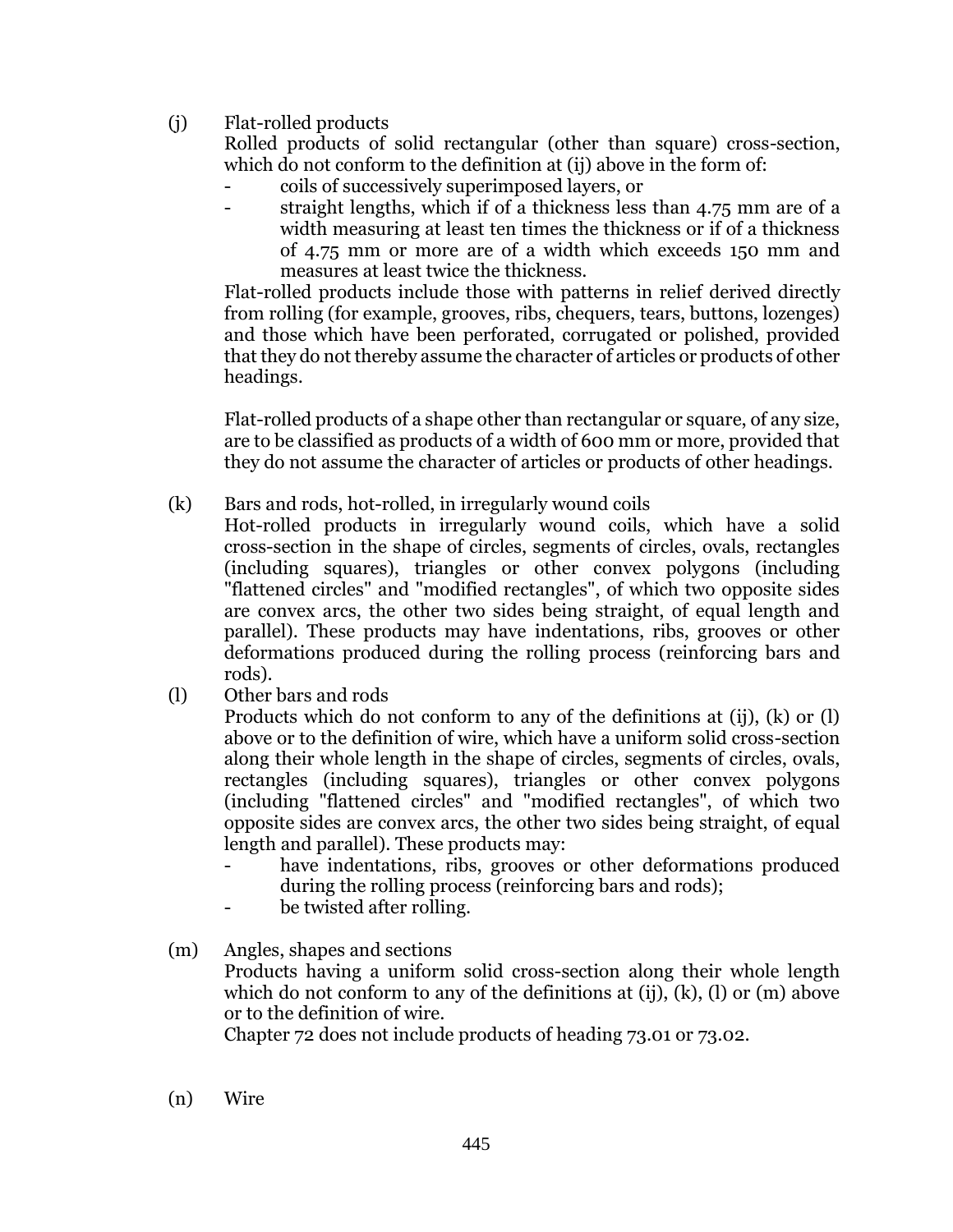(j) Flat-rolled products

Rolled products of solid rectangular (other than square) cross-section, which do not conform to the definition at (ij) above in the form of:

- coils of successively superimposed layers, or
- straight lengths, which if of a thickness less than 4.75 mm are of a width measuring at least ten times the thickness or if of a thickness of 4.75 mm or more are of a width which exceeds 150 mm and measures at least twice the thickness.

Flat-rolled products include those with patterns in relief derived directly from rolling (for example, grooves, ribs, chequers, tears, buttons, lozenges) and those which have been perforated, corrugated or polished, provided that they do not thereby assume the character of articles or products of other headings.

Flat-rolled products of a shape other than rectangular or square, of any size, are to be classified as products of a width of 600 mm or more, provided that they do not assume the character of articles or products of other headings.

(k) Bars and rods, hot-rolled, in irregularly wound coils

Hot-rolled products in irregularly wound coils, which have a solid cross-section in the shape of circles, segments of circles, ovals, rectangles (including squares), triangles or other convex polygons (including "flattened circles" and "modified rectangles", of which two opposite sides are convex arcs, the other two sides being straight, of equal length and parallel). These products may have indentations, ribs, grooves or other deformations produced during the rolling process (reinforcing bars and rods).

(l) Other bars and rods

Products which do not conform to any of the definitions at (ij), (k) or (l) above or to the definition of wire, which have a uniform solid cross-section along their whole length in the shape of circles, segments of circles, ovals, rectangles (including squares), triangles or other convex polygons (including "flattened circles" and "modified rectangles", of which two opposite sides are convex arcs, the other two sides being straight, of equal length and parallel). These products may:

- have indentations, ribs, grooves or other deformations produced during the rolling process (reinforcing bars and rods);
- be twisted after rolling.

(m) Angles, shapes and sections

Products having a uniform solid cross-section along their whole length which do not conform to any of the definitions at (ij), (k), (l) or (m) above or to the definition of wire.

Chapter 72 does not include products of heading 73.01 or 73.02.

(n) Wire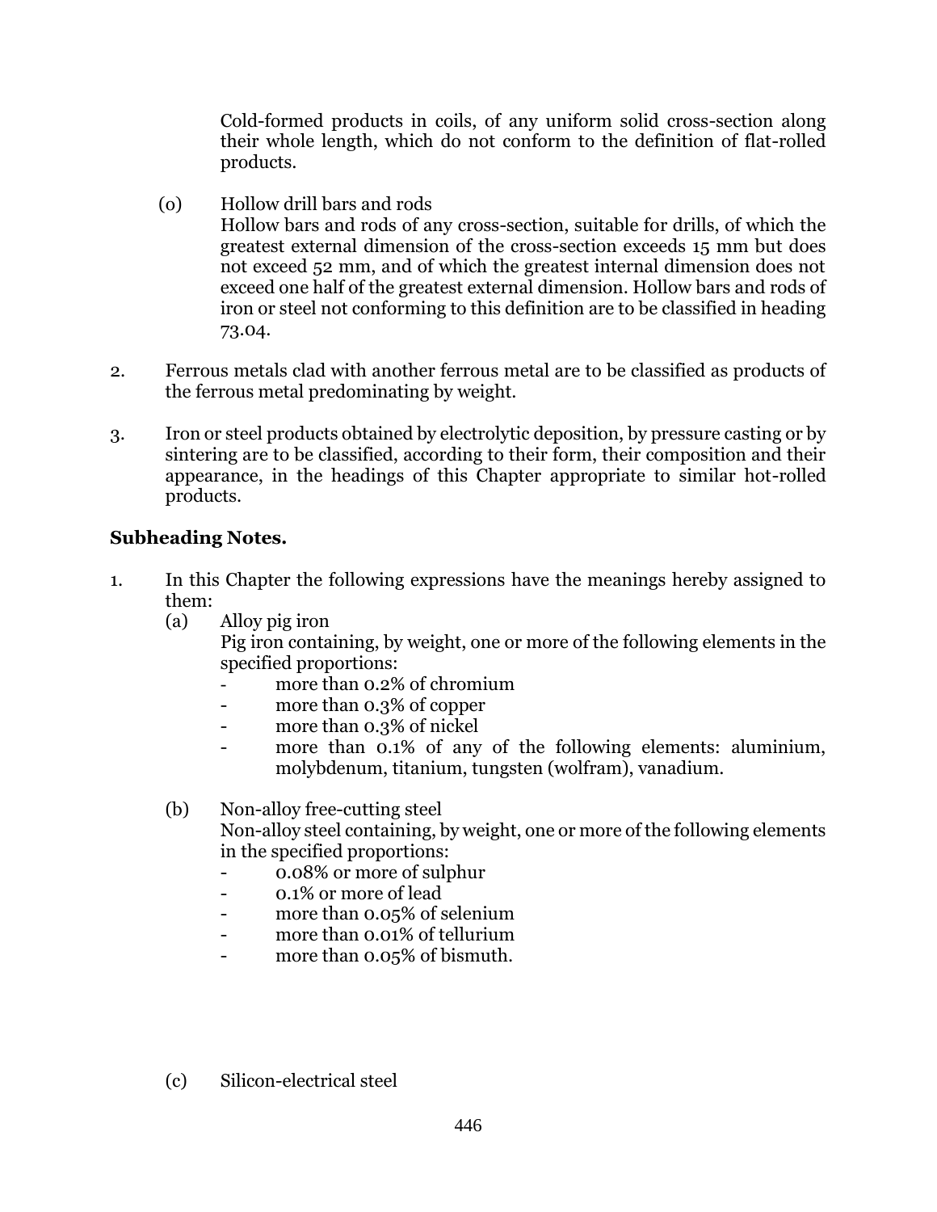Cold-formed products in coils, of any uniform solid cross-section along their whole length, which do not conform to the definition of flat-rolled products.

(o) Hollow drill bars and rods
Hollow bars and rods of any cross-section, suitable for drills, of which the greatest external dimension of the cross-section exceeds 15 mm but does not exceed 52 mm, and of which the greatest internal dimension does not exceed one half of the greatest external dimension. Hollow bars and rods of iron or steel not conforming to this definition are to be classified in heading 73.04.

2. Ferrous metals clad with another ferrous metal are to be classified as products of the ferrous metal predominating by weight.

3. Iron or steel products obtained by electrolytic deposition, by pressure casting or by sintering are to be classified, according to their form, their composition and their appearance, in the headings of this Chapter appropriate to similar hot-rolled products.

**Subheading Notes.**

1. In this Chapter the following expressions have the meanings hereby assigned to them:

   (a) Alloy pig iron
   Pig iron containing, by weight, one or more of the following elements in the specified proportions:
   - more than 0.2% of chromium
   - more than 0.3% of copper
   - more than 0.3% of nickel
   - more than 0.1% of any of the following elements: aluminium, molybdenum, titanium, tungsten (wolfram), vanadium.

   (b) Non-alloy free-cutting steel
   Non-alloy steel containing, by weight, one or more of the following elements in the specified proportions:
   - 0.08% or more of sulphur
   - 0.1% or more of lead
   - more than 0.05% of selenium
   - more than 0.01% of tellurium
   - more than 0.05% of bismuth.

   (c) Silicon-electrical steel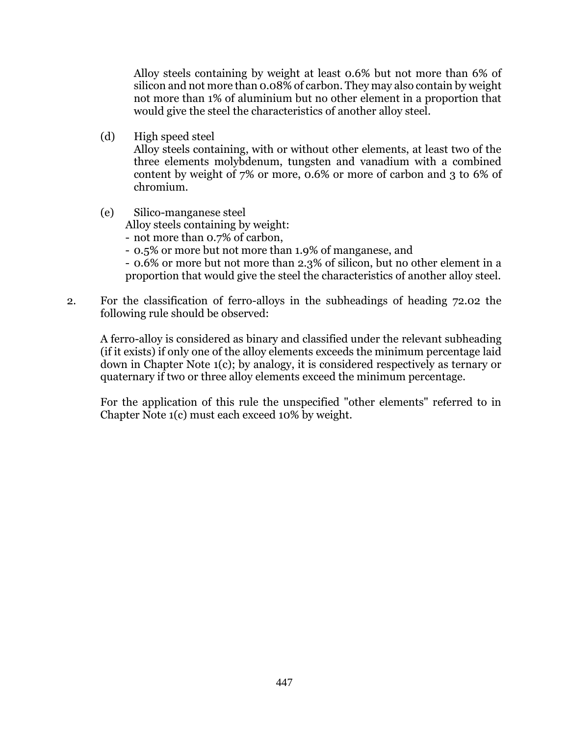Alloy steels containing by weight at least 0.6% but not more than 6% of silicon and not more than 0.08% of carbon. They may also contain by weight not more than 1% of aluminium but no other element in a proportion that would give the steel the characteristics of another alloy steel.

(d) High speed steel
Alloy steels containing, with or without other elements, at least two of the three elements molybdenum, tungsten and vanadium with a combined content by weight of 7% or more, 0.6% or more of carbon and 3 to 6% of chromium.

(e) Silico-manganese steel
Alloy steels containing by weight:
- not more than 0.7% of carbon,
- 0.5% or more but not more than 1.9% of manganese, and
- 0.6% or more but not more than 2.3% of silicon, but no other element in a proportion that would give the steel the characteristics of another alloy steel.

2. For the classification of ferro-alloys in the subheadings of heading 72.02 the following rule should be observed:

A ferro-alloy is considered as binary and classified under the relevant subheading (if it exists) if only one of the alloy elements exceeds the minimum percentage laid down in Chapter Note 1(c); by analogy, it is considered respectively as ternary or quaternary if two or three alloy elements exceed the minimum percentage.

For the application of this rule the unspecified "other elements" referred to in Chapter Note 1(c) must each exceed 10% by weight.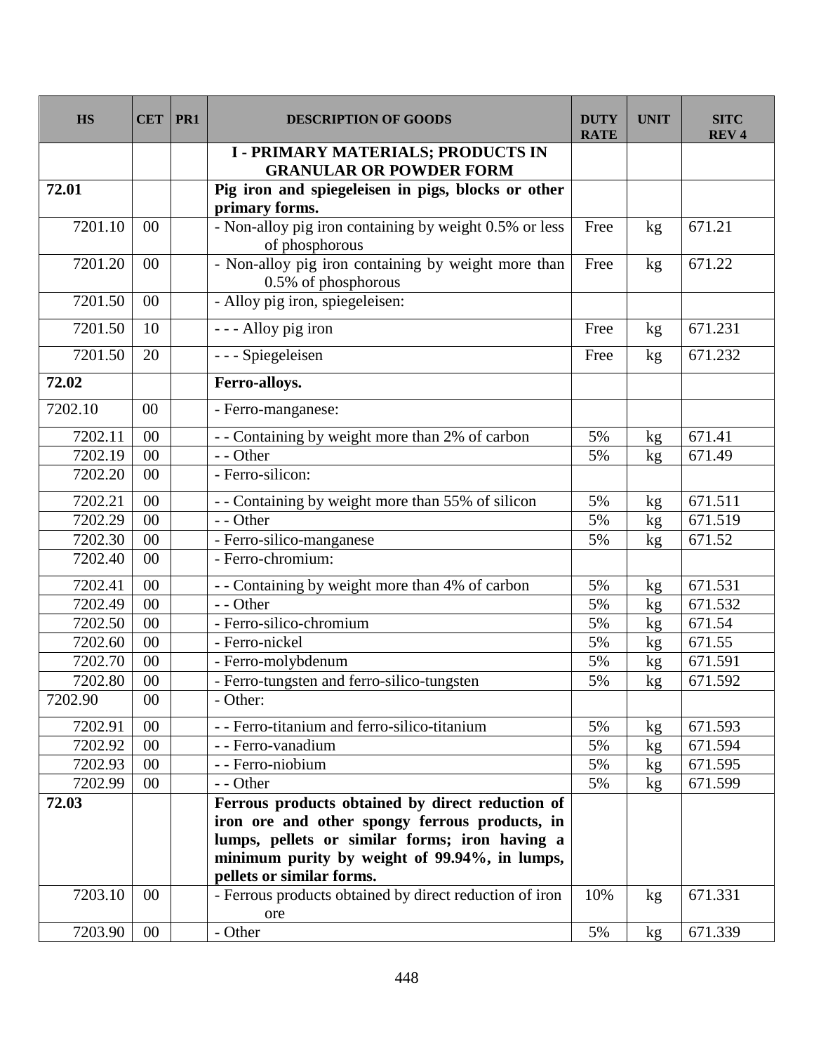| HS | CET | PR1 | DESCRIPTION OF GOODS | DUTY RATE | UNIT | SITC REV 4 |
|---|---|---|---|---|---|---|
| | | | **I - PRIMARY MATERIALS; PRODUCTS IN GRANULAR OR POWDER FORM** | | | |
| **72.01** | | | **Pig iron and spiegeleisen in pigs, blocks or other primary forms.** | | | |
| 7201.10 | 00 | | - Non-alloy pig iron containing by weight 0.5% or less of phosphorous | Free | kg | 671.21 |
| 7201.20 | 00 | | - Non-alloy pig iron containing by weight more than 0.5% of phosphorous | Free | kg | 671.22 |
| 7201.50 | 00 | | - Alloy pig iron, spiegeleisen: | | | |
| 7201.50 | 10 | | - - - Alloy pig iron | Free | kg | 671.231 |
| 7201.50 | 20 | | - - - Spiegeleisen | Free | kg | 671.232 |
| **72.02** | | | **Ferro-alloys.** | | | |
| 7202.10 | 00 | | - Ferro-manganese: | | | |
| 7202.11 | 00 | | - - Containing by weight more than 2% of carbon | 5% | kg | 671.41 |
| 7202.19 | 00 | | - - Other | 5% | kg | 671.49 |
| 7202.20 | 00 | | - Ferro-silicon: | | | |
| 7202.21 | 00 | | - - Containing by weight more than 55% of silicon | 5% | kg | 671.511 |
| 7202.29 | 00 | | - - Other | 5% | kg | 671.519 |
| 7202.30 | 00 | | - Ferro-silico-manganese | 5% | kg | 671.52 |
| 7202.40 | 00 | | - Ferro-chromium: | | | |
| 7202.41 | 00 | | - - Containing by weight more than 4% of carbon | 5% | kg | 671.531 |
| 7202.49 | 00 | | - - Other | 5% | kg | 671.532 |
| 7202.50 | 00 | | - Ferro-silico-chromium | 5% | kg | 671.54 |
| 7202.60 | 00 | | - Ferro-nickel | 5% | kg | 671.55 |
| 7202.70 | 00 | | - Ferro-molybdenum | 5% | kg | 671.591 |
| 7202.80 | 00 | | - Ferro-tungsten and ferro-silico-tungsten | 5% | kg | 671.592 |
| 7202.90 | 00 | | - Other: | | | |
| 7202.91 | 00 | | - - Ferro-titanium and ferro-silico-titanium | 5% | kg | 671.593 |
| 7202.92 | 00 | | - - Ferro-vanadium | 5% | kg | 671.594 |
| 7202.93 | 00 | | - - Ferro-niobium | 5% | kg | 671.595 |
| 7202.99 | 00 | | - - Other | 5% | kg | 671.599 |
| **72.03** | | | **Ferrous products obtained by direct reduction of iron ore and other spongy ferrous products, in lumps, pellets or similar forms; iron having a minimum purity by weight of 99.94%, in lumps, pellets or similar forms.** | | | |
| 7203.10 | 00 | | - Ferrous products obtained by direct reduction of iron ore | 10% | kg | 671.331 |
| 7203.90 | 00 | | - Other | 5% | kg | 671.339 |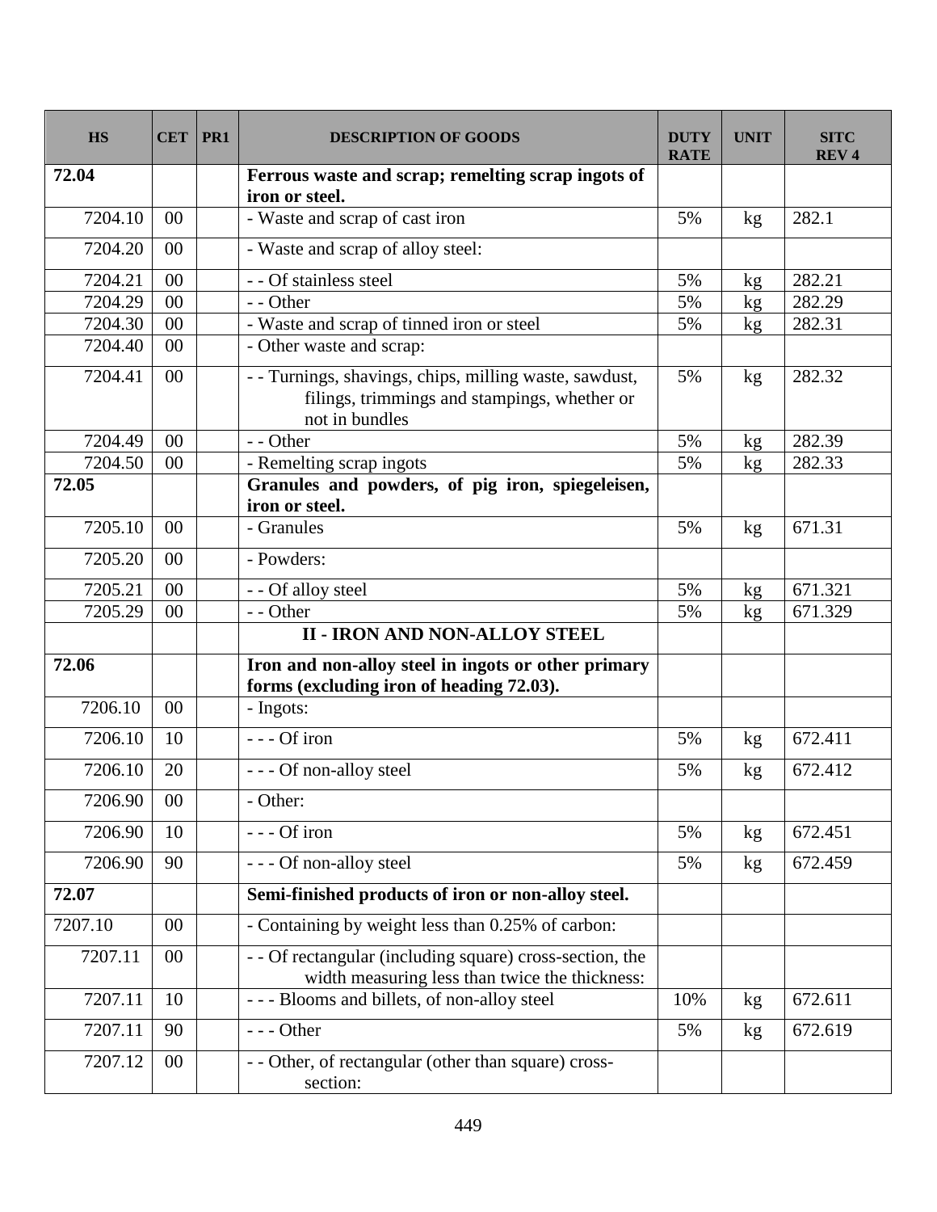| HS | CET | PR1 | DESCRIPTION OF GOODS | DUTY RATE | UNIT | SITC REV 4 |
|---|---|---|---|---|---|---|
| **72.04** | | | **Ferrous waste and scrap; remelting scrap ingots of iron or steel.** | | | |
| 7204.10 | 00 | | - Waste and scrap of cast iron | 5% | kg | 282.1 |
| 7204.20 | 00 | | - Waste and scrap of alloy steel: | | | |
| 7204.21 | 00 | | - - Of stainless steel | 5% | kg | 282.21 |
| 7204.29 | 00 | | - - Other | 5% | kg | 282.29 |
| 7204.30 | 00 | | - Waste and scrap of tinned iron or steel | 5% | kg | 282.31 |
| 7204.40 | 00 | | - Other waste and scrap: | | | |
| 7204.41 | 00 | | - - Turnings, shavings, chips, milling waste, sawdust, filings, trimmings and stampings, whether or not in bundles | 5% | kg | 282.32 |
| 7204.49 | 00 | | - - Other | 5% | kg | 282.39 |
| 7204.50 | 00 | | - Remelting scrap ingots | 5% | kg | 282.33 |
| **72.05** | | | **Granules and powders, of pig iron, spiegeleisen, iron or steel.** | | | |
| 7205.10 | 00 | | - Granules | 5% | kg | 671.31 |
| 7205.20 | 00 | | - Powders: | | | |
| 7205.21 | 00 | | - - Of alloy steel | 5% | kg | 671.321 |
| 7205.29 | 00 | | - - Other | 5% | kg | 671.329 |
| | | | **II - IRON AND NON-ALLOY STEEL** | | | |
| **72.06** | | | **Iron and non-alloy steel in ingots or other primary forms (excluding iron of heading 72.03).** | | | |
| 7206.10 | 00 | | - Ingots: | | | |
| 7206.10 | 10 | | - - - Of iron | 5% | kg | 672.411 |
| 7206.10 | 20 | | - - - Of non-alloy steel | 5% | kg | 672.412 |
| 7206.90 | 00 | | - Other: | | | |
| 7206.90 | 10 | | - - - Of iron | 5% | kg | 672.451 |
| 7206.90 | 90 | | - - - Of non-alloy steel | 5% | kg | 672.459 |
| **72.07** | | | **Semi-finished products of iron or non-alloy steel.** | | | |
| 7207.10 | 00 | | - Containing by weight less than 0.25% of carbon: | | | |
| 7207.11 | 00 | | - - Of rectangular (including square) cross-section, the width measuring less than twice the thickness: | | | |
| 7207.11 | 10 | | - - - Blooms and billets, of non-alloy steel | 10% | kg | 672.611 |
| 7207.11 | 90 | | - - - Other | 5% | kg | 672.619 |
| 7207.12 | 00 | | - - Other, of rectangular (other than square) cross-section: | | | |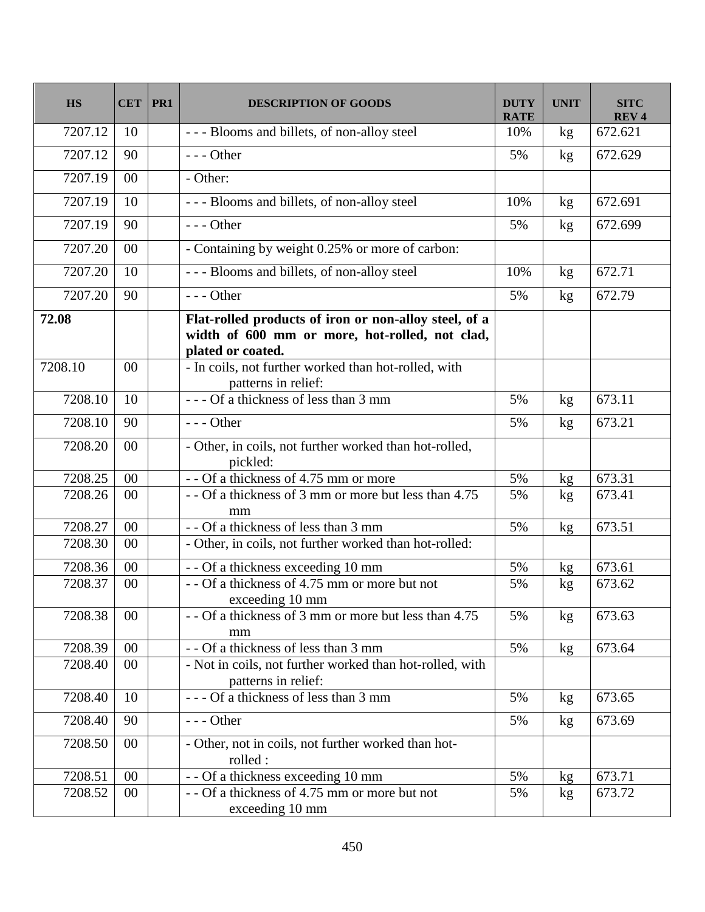| HS | CET | PR1 | DESCRIPTION OF GOODS | DUTY RATE | UNIT | SITC REV 4 |
|---|---|---|---|---|---|---|
| 7207.12 | 10 | | - - - Blooms and billets, of non-alloy steel | 10% | kg | 672.621 |
| 7207.12 | 90 | | - - - Other | 5% | kg | 672.629 |
| 7207.19 | 00 | | - Other: | | | |
| 7207.19 | 10 | | - - - Blooms and billets, of non-alloy steel | 10% | kg | 672.691 |
| 7207.19 | 90 | | - - - Other | 5% | kg | 672.699 |
| 7207.20 | 00 | | - Containing by weight 0.25% or more of carbon: | | | |
| 7207.20 | 10 | | - - - Blooms and billets, of non-alloy steel | 10% | kg | 672.71 |
| 7207.20 | 90 | | - - - Other | 5% | kg | 672.79 |
| **72.08** | | | **Flat-rolled products of iron or non-alloy steel, of a width of 600 mm or more, hot-rolled, not clad, plated or coated.** | | | |
| 7208.10 | 00 | | - In coils, not further worked than hot-rolled, with patterns in relief: | | | |
| 7208.10 | 10 | | - - - Of a thickness of less than 3 mm | 5% | kg | 673.11 |
| 7208.10 | 90 | | - - - Other | 5% | kg | 673.21 |
| 7208.20 | 00 | | - Other, in coils, not further worked than hot-rolled, pickled: | | | |
| 7208.25 | 00 | | - - Of a thickness of 4.75 mm or more | 5% | kg | 673.31 |
| 7208.26 | 00 | | - - Of a thickness of 3 mm or more but less than 4.75 mm | 5% | kg | 673.41 |
| 7208.27 | 00 | | - - Of a thickness of less than 3 mm | 5% | kg | 673.51 |
| 7208.30 | 00 | | - Other, in coils, not further worked than hot-rolled: | | | |
| 7208.36 | 00 | | - - Of a thickness exceeding 10 mm | 5% | kg | 673.61 |
| 7208.37 | 00 | | - - Of a thickness of 4.75 mm or more but not exceeding 10 mm | 5% | kg | 673.62 |
| 7208.38 | 00 | | - - Of a thickness of 3 mm or more but less than 4.75 mm | 5% | kg | 673.63 |
| 7208.39 | 00 | | - - Of a thickness of less than 3 mm | 5% | kg | 673.64 |
| 7208.40 | 00 | | - Not in coils, not further worked than hot-rolled, with patterns in relief: | | | |
| 7208.40 | 10 | | - - - Of a thickness of less than 3 mm | 5% | kg | 673.65 |
| 7208.40 | 90 | | - - - Other | 5% | kg | 673.69 |
| 7208.50 | 00 | | - Other, not in coils, not further worked than hot-rolled : | | | |
| 7208.51 | 00 | | - - Of a thickness exceeding 10 mm | 5% | kg | 673.71 |
| 7208.52 | 00 | | - - Of a thickness of 4.75 mm or more but not exceeding 10 mm | 5% | kg | 673.72 |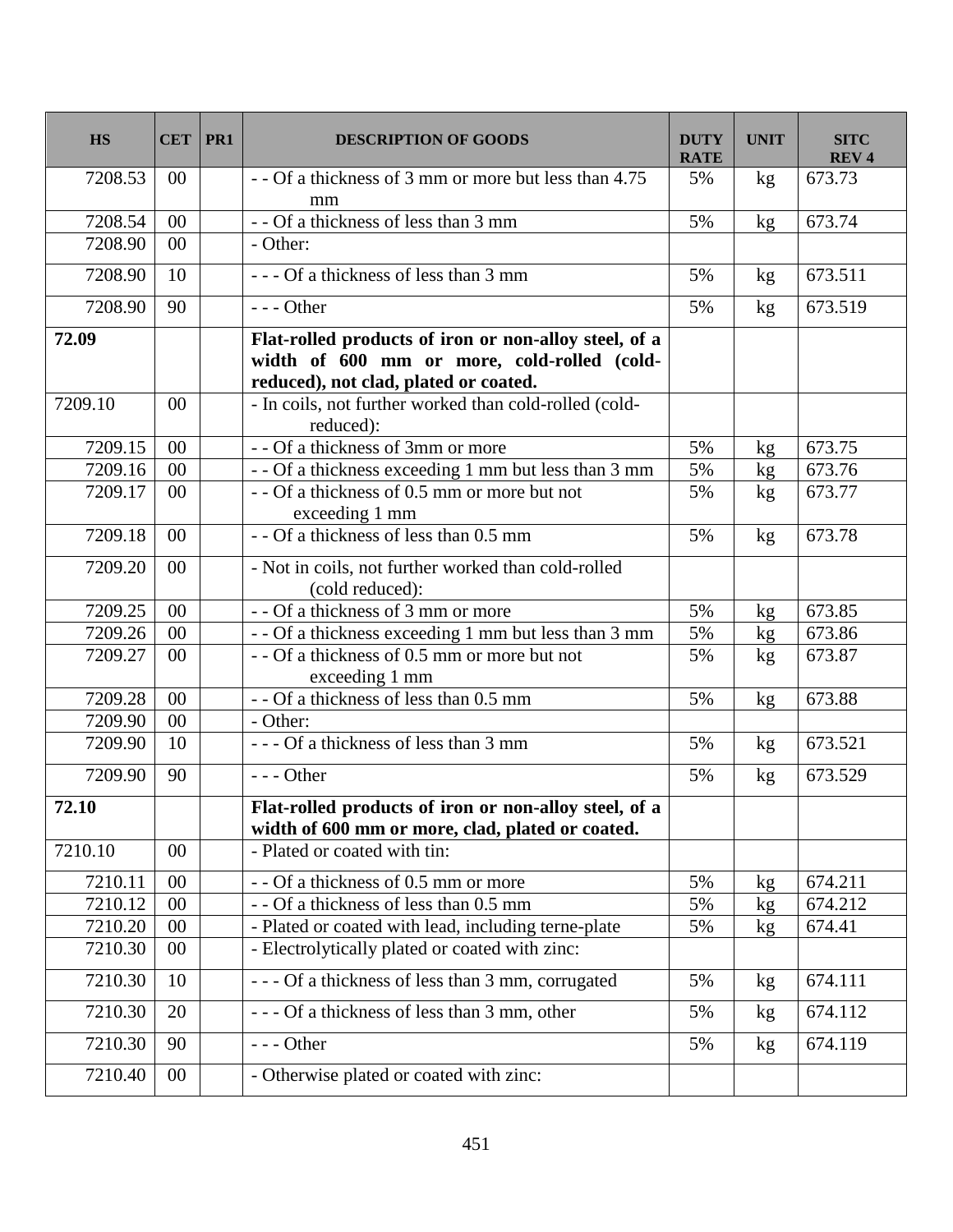| HS | CET | PR1 | DESCRIPTION OF GOODS | DUTY RATE | UNIT | SITC REV 4 |
|---|---|---|---|---|---|---|
| 7208.53 | 00 | | - - Of a thickness of 3 mm or more but less than 4.75 mm | 5% | kg | 673.73 |
| 7208.54 | 00 | | - - Of a thickness of less than 3 mm | 5% | kg | 673.74 |
| 7208.90 | 00 | | - Other: | | | |
| 7208.90 | 10 | | - - - Of a thickness of less than 3 mm | 5% | kg | 673.511 |
| 7208.90 | 90 | | - - - Other | 5% | kg | 673.519 |
| **72.09** | | | **Flat-rolled products of iron or non-alloy steel, of a width of 600 mm or more, cold-rolled (cold-reduced), not clad, plated or coated.** | | | |
| 7209.10 | 00 | | - In coils, not further worked than cold-rolled (cold-reduced): | | | |
| 7209.15 | 00 | | - - Of a thickness of 3mm or more | 5% | kg | 673.75 |
| 7209.16 | 00 | | - - Of a thickness exceeding 1 mm but less than 3 mm | 5% | kg | 673.76 |
| 7209.17 | 00 | | - - Of a thickness of 0.5 mm or more but not exceeding 1 mm | 5% | kg | 673.77 |
| 7209.18 | 00 | | - - Of a thickness of less than 0.5 mm | 5% | kg | 673.78 |
| 7209.20 | 00 | | - Not in coils, not further worked than cold-rolled (cold reduced): | | | |
| 7209.25 | 00 | | - - Of a thickness of 3 mm or more | 5% | kg | 673.85 |
| 7209.26 | 00 | | - - Of a thickness exceeding 1 mm but less than 3 mm | 5% | kg | 673.86 |
| 7209.27 | 00 | | - - Of a thickness of 0.5 mm or more but not exceeding 1 mm | 5% | kg | 673.87 |
| 7209.28 | 00 | | - - Of a thickness of less than 0.5 mm | 5% | kg | 673.88 |
| 7209.90 | 00 | | - Other: | | | |
| 7209.90 | 10 | | - - - Of a thickness of less than 3 mm | 5% | kg | 673.521 |
| 7209.90 | 90 | | - - - Other | 5% | kg | 673.529 |
| **72.10** | | | **Flat-rolled products of iron or non-alloy steel, of a width of 600 mm or more, clad, plated or coated.** | | | |
| 7210.10 | 00 | | - Plated or coated with tin: | | | |
| 7210.11 | 00 | | - - Of a thickness of 0.5 mm or more | 5% | kg | 674.211 |
| 7210.12 | 00 | | - - Of a thickness of less than 0.5 mm | 5% | kg | 674.212 |
| 7210.20 | 00 | | - Plated or coated with lead, including terne-plate | 5% | kg | 674.41 |
| 7210.30 | 00 | | - Electrolytically plated or coated with zinc: | | | |
| 7210.30 | 10 | | - - - Of a thickness of less than 3 mm, corrugated | 5% | kg | 674.111 |
| 7210.30 | 20 | | - - - Of a thickness of less than 3 mm, other | 5% | kg | 674.112 |
| 7210.30 | 90 | | - - - Other | 5% | kg | 674.119 |
| 7210.40 | 00 | | - Otherwise plated or coated with zinc: | | | |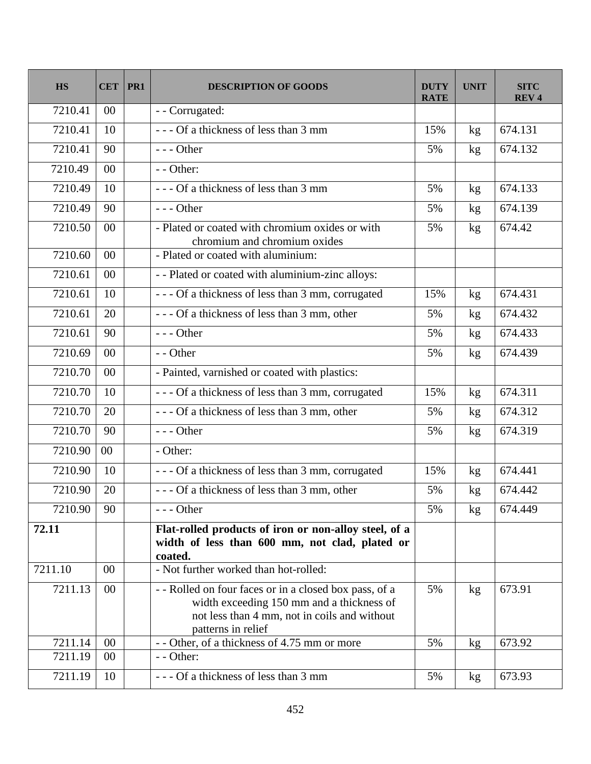| HS | CET | PR1 | DESCRIPTION OF GOODS | DUTY RATE | UNIT | SITC REV 4 |
|---|---|---|---|---|---|---|
| 7210.41 | 00 | | - - Corrugated: | | | |
| 7210.41 | 10 | | - - - Of a thickness of less than 3 mm | 15% | kg | 674.131 |
| 7210.41 | 90 | | - - - Other | 5% | kg | 674.132 |
| 7210.49 | 00 | | - - Other: | | | |
| 7210.49 | 10 | | - - - Of a thickness of less than 3 mm | 5% | kg | 674.133 |
| 7210.49 | 90 | | - - - Other | 5% | kg | 674.139 |
| 7210.50 | 00 | | - Plated or coated with chromium oxides or with chromium and chromium oxides | 5% | kg | 674.42 |
| 7210.60 | 00 | | - Plated or coated with aluminium: | | | |
| 7210.61 | 00 | | - - Plated or coated with aluminium-zinc alloys: | | | |
| 7210.61 | 10 | | - - - Of a thickness of less than 3 mm, corrugated | 15% | kg | 674.431 |
| 7210.61 | 20 | | - - - Of a thickness of less than 3 mm, other | 5% | kg | 674.432 |
| 7210.61 | 90 | | - - - Other | 5% | kg | 674.433 |
| 7210.69 | 00 | | - - Other | 5% | kg | 674.439 |
| 7210.70 | 00 | | - Painted, varnished or coated with plastics: | | | |
| 7210.70 | 10 | | - - - Of a thickness of less than 3 mm, corrugated | 15% | kg | 674.311 |
| 7210.70 | 20 | | - - - Of a thickness of less than 3 mm, other | 5% | kg | 674.312 |
| 7210.70 | 90 | | - - - Other | 5% | kg | 674.319 |
| 7210.90 | 00 | | - Other: | | | |
| 7210.90 | 10 | | - - - Of a thickness of less than 3 mm, corrugated | 15% | kg | 674.441 |
| 7210.90 | 20 | | - - - Of a thickness of less than 3 mm, other | 5% | kg | 674.442 |
| 7210.90 | 90 | | - - - Other | 5% | kg | 674.449 |
| **72.11** | | | **Flat-rolled products of iron or non-alloy steel, of a width of less than 600 mm, not clad, plated or coated.** | | | |
| 7211.10 | 00 | | - Not further worked than hot-rolled: | | | |
| 7211.13 | 00 | | - - Rolled on four faces or in a closed box pass, of a width exceeding 150 mm and a thickness of not less than 4 mm, not in coils and without patterns in relief | 5% | kg | 673.91 |
| 7211.14 | 00 | | - - Other, of a thickness of 4.75 mm or more | 5% | kg | 673.92 |
| 7211.19 | 00 | | - - Other: | | | |
| 7211.19 | 10 | | - - - Of a thickness of less than 3 mm | 5% | kg | 673.93 |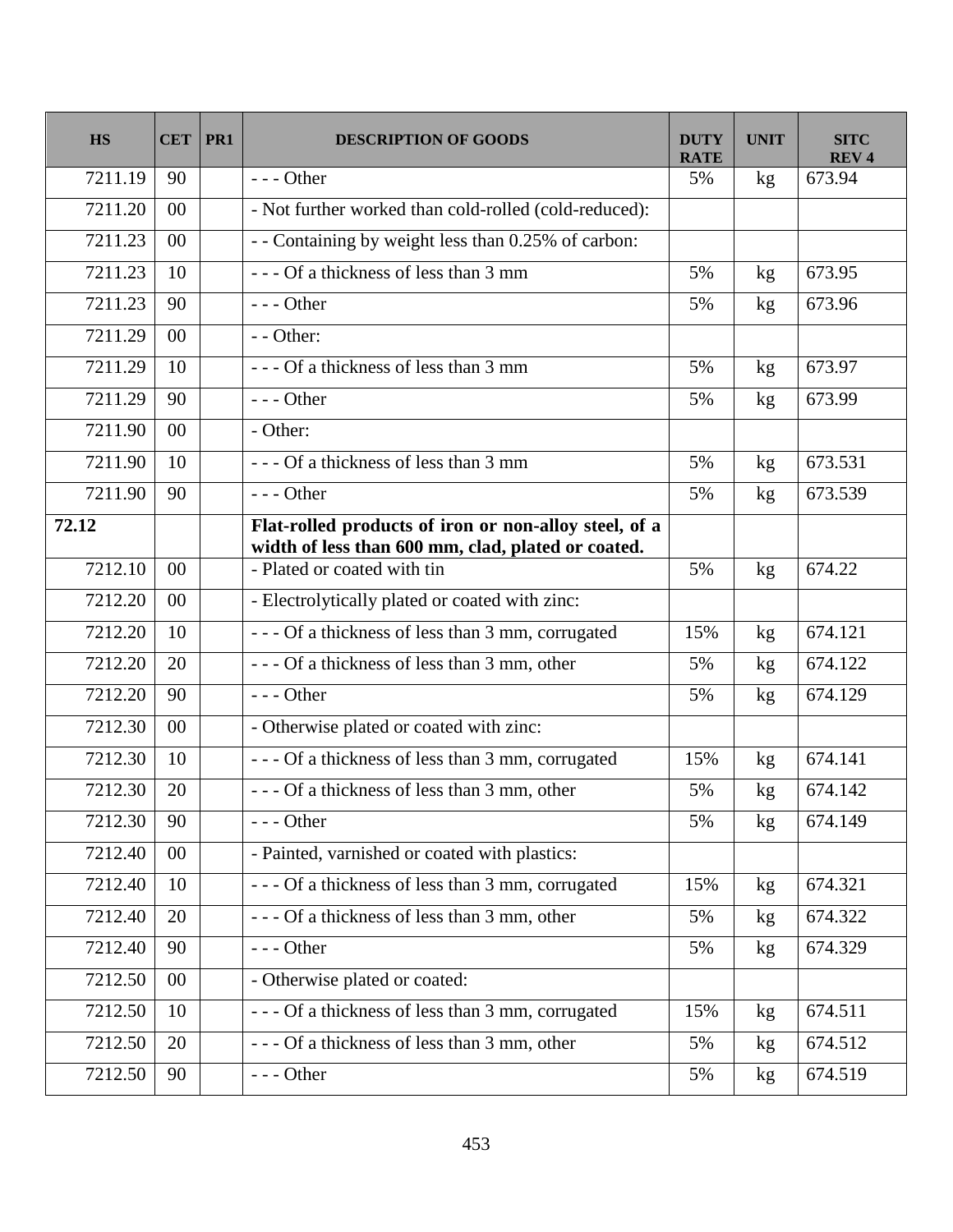| HS | CET | PR1 | DESCRIPTION OF GOODS | DUTY RATE | UNIT | SITC REV 4 |
|---|---|---|---|---|---|---|
| 7211.19 | 90 | | - - - Other | 5% | kg | 673.94 |
| 7211.20 | 00 | | - Not further worked than cold-rolled (cold-reduced): | | | |
| 7211.23 | 00 | | - - Containing by weight less than 0.25% of carbon: | | | |
| 7211.23 | 10 | | - - - Of a thickness of less than 3 mm | 5% | kg | 673.95 |
| 7211.23 | 90 | | - - - Other | 5% | kg | 673.96 |
| 7211.29 | 00 | | - - Other: | | | |
| 7211.29 | 10 | | - - - Of a thickness of less than 3 mm | 5% | kg | 673.97 |
| 7211.29 | 90 | | - - - Other | 5% | kg | 673.99 |
| 7211.90 | 00 | | - Other: | | | |
| 7211.90 | 10 | | - - - Of a thickness of less than 3 mm | 5% | kg | 673.531 |
| 7211.90 | 90 | | - - - Other | 5% | kg | 673.539 |
| **72.12** | | | **Flat-rolled products of iron or non-alloy steel, of a width of less than 600 mm, clad, plated or coated.** | | | |
| 7212.10 | 00 | | - Plated or coated with tin | 5% | kg | 674.22 |
| 7212.20 | 00 | | - Electrolytically plated or coated with zinc: | | | |
| 7212.20 | 10 | | - - - Of a thickness of less than 3 mm, corrugated | 15% | kg | 674.121 |
| 7212.20 | 20 | | - - - Of a thickness of less than 3 mm, other | 5% | kg | 674.122 |
| 7212.20 | 90 | | - - - Other | 5% | kg | 674.129 |
| 7212.30 | 00 | | - Otherwise plated or coated with zinc: | | | |
| 7212.30 | 10 | | - - - Of a thickness of less than 3 mm, corrugated | 15% | kg | 674.141 |
| 7212.30 | 20 | | - - - Of a thickness of less than 3 mm, other | 5% | kg | 674.142 |
| 7212.30 | 90 | | - - - Other | 5% | kg | 674.149 |
| 7212.40 | 00 | | - Painted, varnished or coated with plastics: | | | |
| 7212.40 | 10 | | - - - Of a thickness of less than 3 mm, corrugated | 15% | kg | 674.321 |
| 7212.40 | 20 | | - - - Of a thickness of less than 3 mm, other | 5% | kg | 674.322 |
| 7212.40 | 90 | | - - - Other | 5% | kg | 674.329 |
| 7212.50 | 00 | | - Otherwise plated or coated: | | | |
| 7212.50 | 10 | | - - - Of a thickness of less than 3 mm, corrugated | 15% | kg | 674.511 |
| 7212.50 | 20 | | - - - Of a thickness of less than 3 mm, other | 5% | kg | 674.512 |
| 7212.50 | 90 | | - - - Other | 5% | kg | 674.519 |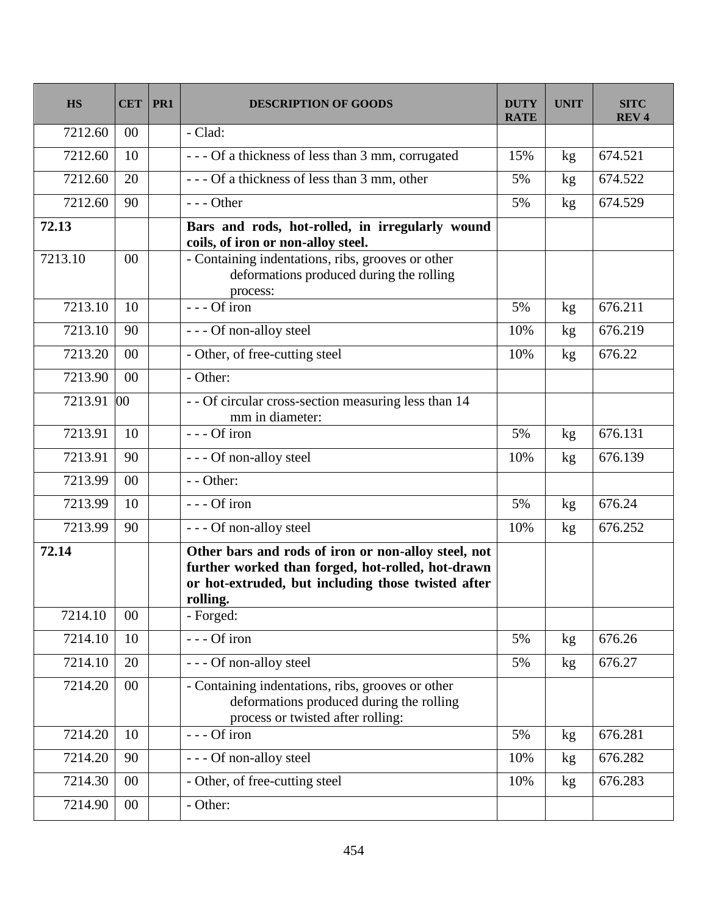| HS | CET | PR1 | DESCRIPTION OF GOODS | DUTY RATE | UNIT | SITC REV 4 |
|---|---|---|---|---|---|---|
| 7212.60 | 00 | | - Clad: | | | |
| 7212.60 | 10 | | - - - Of a thickness of less than 3 mm, corrugated | 15% | kg | 674.521 |
| 7212.60 | 20 | | - - - Of a thickness of less than 3 mm, other | 5% | kg | 674.522 |
| 7212.60 | 90 | | - - - Other | 5% | kg | 674.529 |
| **72.13** | | | **Bars and rods, hot-rolled, in irregularly wound coils, of iron or non-alloy steel.** | | | |
| 7213.10 | 00 | | - Containing indentations, ribs, grooves or other deformations produced during the rolling process: | | | |
| 7213.10 | 10 | | - - - Of iron | 5% | kg | 676.211 |
| 7213.10 | 90 | | - - - Of non-alloy steel | 10% | kg | 676.219 |
| 7213.20 | 00 | | - Other, of free-cutting steel | 10% | kg | 676.22 |
| 7213.90 | 00 | | - Other: | | | |
| 7213.91 | 00 | | - - Of circular cross-section measuring less than 14 mm in diameter: | | | |
| 7213.91 | 10 | | - - - Of iron | 5% | kg | 676.131 |
| 7213.91 | 90 | | - - - Of non-alloy steel | 10% | kg | 676.139 |
| 7213.99 | 00 | | - - Other: | | | |
| 7213.99 | 10 | | - - - Of iron | 5% | kg | 676.24 |
| 7213.99 | 90 | | - - - Of non-alloy steel | 10% | kg | 676.252 |
| **72.14** | | | **Other bars and rods of iron or non-alloy steel, not further worked than forged, hot-rolled, hot-drawn or hot-extruded, but including those twisted after rolling.** | | | |
| 7214.10 | 00 | | - Forged: | | | |
| 7214.10 | 10 | | - - - Of iron | 5% | kg | 676.26 |
| 7214.10 | 20 | | - - - Of non-alloy steel | 5% | kg | 676.27 |
| 7214.20 | 00 | | - Containing indentations, ribs, grooves or other deformations produced during the rolling process or twisted after rolling: | | | |
| 7214.20 | 10 | | - - - Of iron | 5% | kg | 676.281 |
| 7214.20 | 90 | | - - - Of non-alloy steel | 10% | kg | 676.282 |
| 7214.30 | 00 | | - Other, of free-cutting steel | 10% | kg | 676.283 |
| 7214.90 | 00 | | - Other: | | | |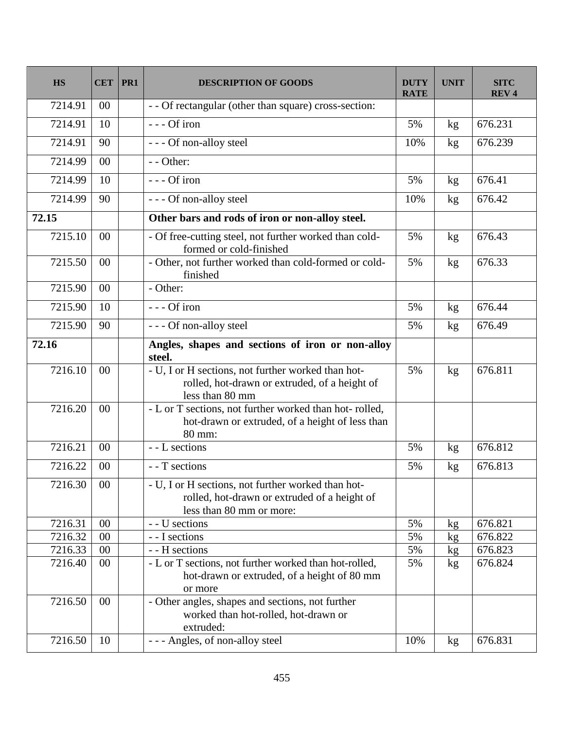| HS | CET | PR1 | DESCRIPTION OF GOODS | DUTY RATE | UNIT | SITC REV 4 |
|---|---|---|---|---|---|---|
| 7214.91 | 00 | | - - Of rectangular (other than square) cross-section: | | | |
| 7214.91 | 10 | | - - - Of iron | 5% | kg | 676.231 |
| 7214.91 | 90 | | - - - Of non-alloy steel | 10% | kg | 676.239 |
| 7214.99 | 00 | | - - Other: | | | |
| 7214.99 | 10 | | - - - Of iron | 5% | kg | 676.41 |
| 7214.99 | 90 | | - - - Of non-alloy steel | 10% | kg | 676.42 |
| **72.15** | | | **Other bars and rods of iron or non-alloy steel.** | | | |
| 7215.10 | 00 | | - Of free-cutting steel, not further worked than cold-formed or cold-finished | 5% | kg | 676.43 |
| 7215.50 | 00 | | - Other, not further worked than cold-formed or cold-finished | 5% | kg | 676.33 |
| 7215.90 | 00 | | - Other: | | | |
| 7215.90 | 10 | | - - - Of iron | 5% | kg | 676.44 |
| 7215.90 | 90 | | - - - Of non-alloy steel | 5% | kg | 676.49 |
| **72.16** | | | **Angles, shapes and sections of iron or non-alloy steel.** | | | |
| 7216.10 | 00 | | - U, I or H sections, not further worked than hot-rolled, hot-drawn or extruded, of a height of less than 80 mm | 5% | kg | 676.811 |
| 7216.20 | 00 | | - L or T sections, not further worked than hot- rolled, hot-drawn or extruded, of a height of less than 80 mm: | | | |
| 7216.21 | 00 | | - - L sections | 5% | kg | 676.812 |
| 7216.22 | 00 | | - - T sections | 5% | kg | 676.813 |
| 7216.30 | 00 | | - U, I or H sections, not further worked than hot-rolled, hot-drawn or extruded of a height of less than 80 mm or more: | | | |
| 7216.31 | 00 | | - - U sections | 5% | kg | 676.821 |
| 7216.32 | 00 | | - - I sections | 5% | kg | 676.822 |
| 7216.33 | 00 | | - - H sections | 5% | kg | 676.823 |
| 7216.40 | 00 | | - L or T sections, not further worked than hot-rolled, hot-drawn or extruded, of a height of 80 mm or more | 5% | kg | 676.824 |
| 7216.50 | 00 | | - Other angles, shapes and sections, not further worked than hot-rolled, hot-drawn or extruded: | | | |
| 7216.50 | 10 | | - - - Angles, of non-alloy steel | 10% | kg | 676.831 |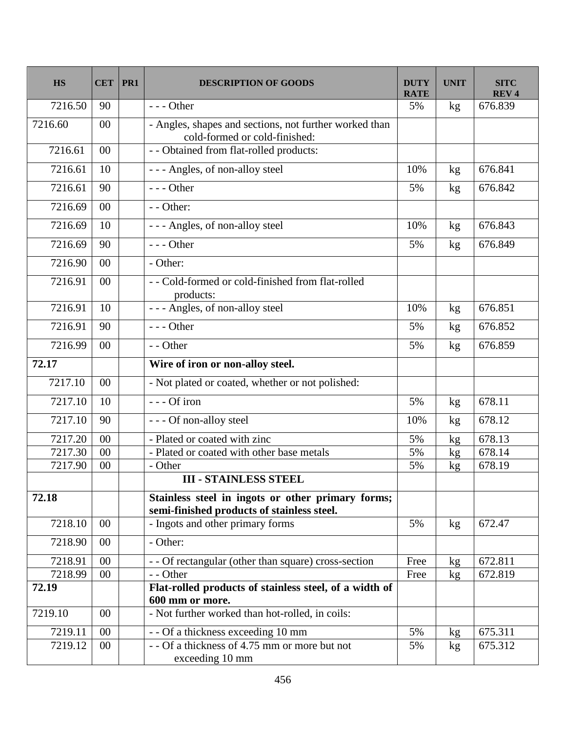| HS | CET | PR1 | DESCRIPTION OF GOODS | DUTY RATE | UNIT | SITC REV 4 |
|---|---|---|---|---|---|---|
| 7216.50 | 90 | | - - - Other | 5% | kg | 676.839 |
| 7216.60 | 00 | | - Angles, shapes and sections, not further worked than cold-formed or cold-finished: | | | |
| 7216.61 | 00 | | - - Obtained from flat-rolled products: | | | |
| 7216.61 | 10 | | - - - Angles, of non-alloy steel | 10% | kg | 676.841 |
| 7216.61 | 90 | | - - - Other | 5% | kg | 676.842 |
| 7216.69 | 00 | | - - Other: | | | |
| 7216.69 | 10 | | - - - Angles, of non-alloy steel | 10% | kg | 676.843 |
| 7216.69 | 90 | | - - - Other | 5% | kg | 676.849 |
| 7216.90 | 00 | | - Other: | | | |
| 7216.91 | 00 | | - - Cold-formed or cold-finished from flat-rolled products: | | | |
| 7216.91 | 10 | | - - - Angles, of non-alloy steel | 10% | kg | 676.851 |
| 7216.91 | 90 | | - - - Other | 5% | kg | 676.852 |
| 7216.99 | 00 | | - - Other | 5% | kg | 676.859 |
| **72.17** | | | **Wire of iron or non-alloy steel.** | | | |
| 7217.10 | 00 | | - Not plated or coated, whether or not polished: | | | |
| 7217.10 | 10 | | - - - Of iron | 5% | kg | 678.11 |
| 7217.10 | 90 | | - - - Of non-alloy steel | 10% | kg | 678.12 |
| 7217.20 | 00 | | - Plated or coated with zinc | 5% | kg | 678.13 |
| 7217.30 | 00 | | - Plated or coated with other base metals | 5% | kg | 678.14 |
| 7217.90 | 00 | | - Other | 5% | kg | 678.19 |
| | | | **III - STAINLESS STEEL** | | | |
| **72.18** | | | **Stainless steel in ingots or other primary forms; semi-finished products of stainless steel.** | | | |
| 7218.10 | 00 | | - Ingots and other primary forms | 5% | kg | 672.47 |
| 7218.90 | 00 | | - Other: | | | |
| 7218.91 | 00 | | - - Of rectangular (other than square) cross-section | Free | kg | 672.811 |
| 7218.99 | 00 | | - - Other | Free | kg | 672.819 |
| **72.19** | | | **Flat-rolled products of stainless steel, of a width of 600 mm or more.** | | | |
| 7219.10 | 00 | | - Not further worked than hot-rolled, in coils: | | | |
| 7219.11 | 00 | | - - Of a thickness exceeding 10 mm | 5% | kg | 675.311 |
| 7219.12 | 00 | | - - Of a thickness of 4.75 mm or more but not exceeding 10 mm | 5% | kg | 675.312 |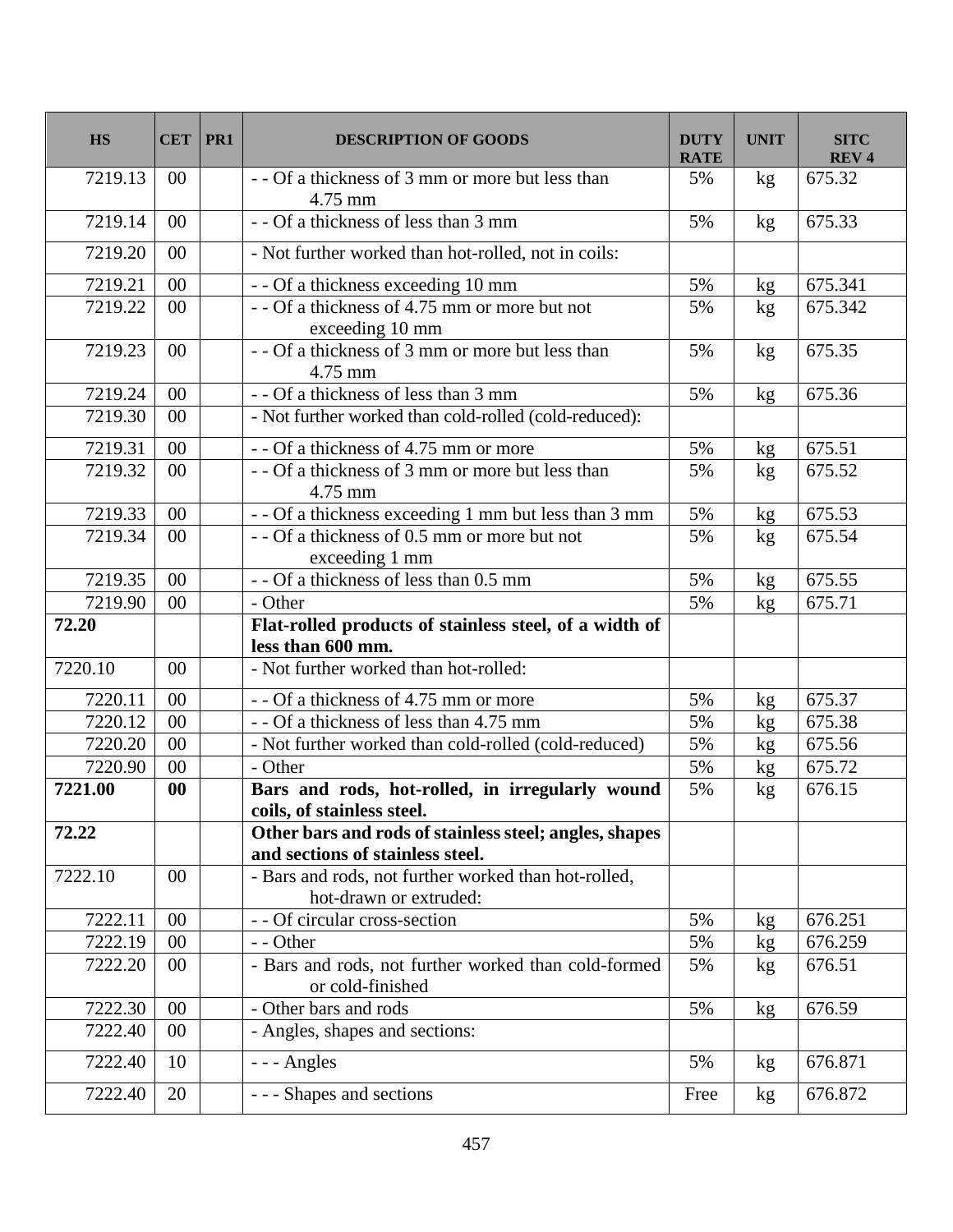| HS | CET | PR1 | DESCRIPTION OF GOODS | DUTY RATE | UNIT | SITC REV 4 |
|---|---|---|---|---|---|---|
| 7219.13 | 00 | | - - Of a thickness of 3 mm or more but less than 4.75 mm | 5% | kg | 675.32 |
| 7219.14 | 00 | | - - Of a thickness of less than 3 mm | 5% | kg | 675.33 |
| 7219.20 | 00 | | - Not further worked than hot-rolled, not in coils: | | | |
| 7219.21 | 00 | | - - Of a thickness exceeding 10 mm | 5% | kg | 675.341 |
| 7219.22 | 00 | | - - Of a thickness of 4.75 mm or more but not exceeding 10 mm | 5% | kg | 675.342 |
| 7219.23 | 00 | | - - Of a thickness of 3 mm or more but less than 4.75 mm | 5% | kg | 675.35 |
| 7219.24 | 00 | | - - Of a thickness of less than 3 mm | 5% | kg | 675.36 |
| 7219.30 | 00 | | - Not further worked than cold-rolled (cold-reduced): | | | |
| 7219.31 | 00 | | - - Of a thickness of 4.75 mm or more | 5% | kg | 675.51 |
| 7219.32 | 00 | | - - Of a thickness of 3 mm or more but less than 4.75 mm | 5% | kg | 675.52 |
| 7219.33 | 00 | | - - Of a thickness exceeding 1 mm but less than 3 mm | 5% | kg | 675.53 |
| 7219.34 | 00 | | - - Of a thickness of 0.5 mm or more but not exceeding 1 mm | 5% | kg | 675.54 |
| 7219.35 | 00 | | - - Of a thickness of less than 0.5 mm | 5% | kg | 675.55 |
| 7219.90 | 00 | | - Other | 5% | kg | 675.71 |
| **72.20** | | | **Flat-rolled products of stainless steel, of a width of less than 600 mm.** | | | |
| 7220.10 | 00 | | - Not further worked than hot-rolled: | | | |
| 7220.11 | 00 | | - - Of a thickness of 4.75 mm or more | 5% | kg | 675.37 |
| 7220.12 | 00 | | - - Of a thickness of less than 4.75 mm | 5% | kg | 675.38 |
| 7220.20 | 00 | | - Not further worked than cold-rolled (cold-reduced) | 5% | kg | 675.56 |
| 7220.90 | 00 | | - Other | 5% | kg | 675.72 |
| **7221.00** | **00** | | **Bars and rods, hot-rolled, in irregularly wound coils, of stainless steel.** | 5% | kg | 676.15 |
| **72.22** | | | **Other bars and rods of stainless steel; angles, shapes and sections of stainless steel.** | | | |
| 7222.10 | 00 | | - Bars and rods, not further worked than hot-rolled, hot-drawn or extruded: | | | |
| 7222.11 | 00 | | - - Of circular cross-section | 5% | kg | 676.251 |
| 7222.19 | 00 | | - - Other | 5% | kg | 676.259 |
| 7222.20 | 00 | | - Bars and rods, not further worked than cold-formed or cold-finished | 5% | kg | 676.51 |
| 7222.30 | 00 | | - Other bars and rods | 5% | kg | 676.59 |
| 7222.40 | 00 | | - Angles, shapes and sections: | | | |
| 7222.40 | 10 | | - - - Angles | 5% | kg | 676.871 |
| 7222.40 | 20 | | - - - Shapes and sections | Free | kg | 676.872 |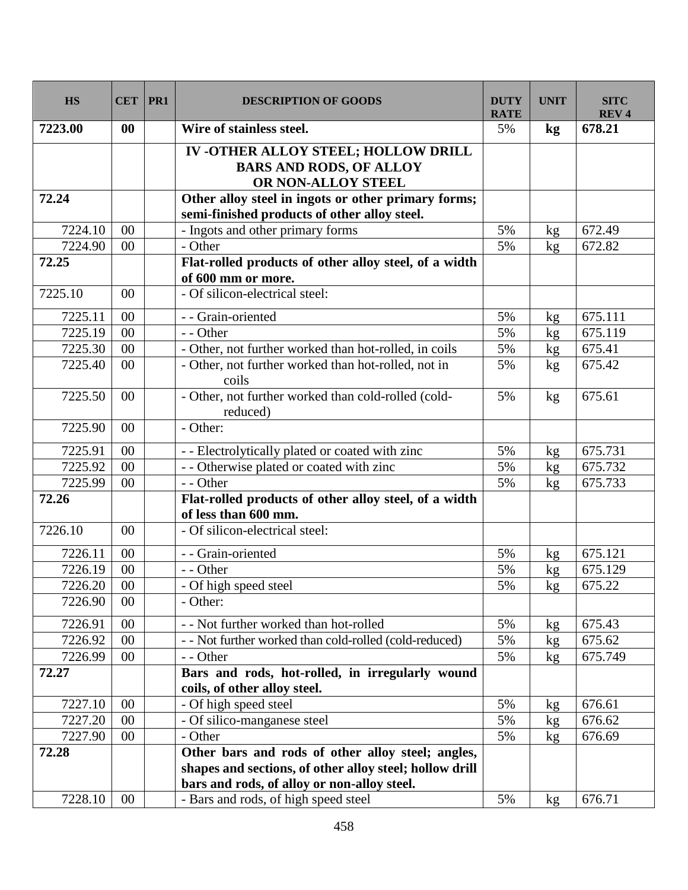| HS | CET | PR1 | DESCRIPTION OF GOODS | DUTY RATE | UNIT | SITC REV 4 |
|---|---|---|---|---|---|---|
| **7223.00** | **00** | | **Wire of stainless steel.** | 5% | **kg** | **678.21** |
| | | | **IV -OTHER ALLOY STEEL; HOLLOW DRILL BARS AND RODS, OF ALLOY OR NON-ALLOY STEEL** | | | |
| **72.24** | | | **Other alloy steel in ingots or other primary forms; semi-finished products of other alloy steel.** | | | |
| 7224.10 | 00 | | - Ingots and other primary forms | 5% | kg | 672.49 |
| 7224.90 | 00 | | - Other | 5% | kg | 672.82 |
| **72.25** | | | **Flat-rolled products of other alloy steel, of a width of 600 mm or more.** | | | |
| 7225.10 | 00 | | - Of silicon-electrical steel: | | | |
| 7225.11 | 00 | | - - Grain-oriented | 5% | kg | 675.111 |
| 7225.19 | 00 | | - - Other | 5% | kg | 675.119 |
| 7225.30 | 00 | | - Other, not further worked than hot-rolled, in coils | 5% | kg | 675.41 |
| 7225.40 | 00 | | - Other, not further worked than hot-rolled, not in coils | 5% | kg | 675.42 |
| 7225.50 | 00 | | - Other, not further worked than cold-rolled (cold-reduced) | 5% | kg | 675.61 |
| 7225.90 | 00 | | - Other: | | | |
| 7225.91 | 00 | | - - Electrolytically plated or coated with zinc | 5% | kg | 675.731 |
| 7225.92 | 00 | | - - Otherwise plated or coated with zinc | 5% | kg | 675.732 |
| 7225.99 | 00 | | - - Other | 5% | kg | 675.733 |
| **72.26** | | | **Flat-rolled products of other alloy steel, of a width of less than 600 mm.** | | | |
| 7226.10 | 00 | | - Of silicon-electrical steel: | | | |
| 7226.11 | 00 | | - - Grain-oriented | 5% | kg | 675.121 |
| 7226.19 | 00 | | - - Other | 5% | kg | 675.129 |
| 7226.20 | 00 | | - Of high speed steel | 5% | kg | 675.22 |
| 7226.90 | 00 | | - Other: | | | |
| 7226.91 | 00 | | - - Not further worked than hot-rolled | 5% | kg | 675.43 |
| 7226.92 | 00 | | - - Not further worked than cold-rolled (cold-reduced) | 5% | kg | 675.62 |
| 7226.99 | 00 | | - - Other | 5% | kg | 675.749 |
| **72.27** | | | **Bars and rods, hot-rolled, in irregularly wound coils, of other alloy steel.** | | | |
| 7227.10 | 00 | | - Of high speed steel | 5% | kg | 676.61 |
| 7227.20 | 00 | | - Of silico-manganese steel | 5% | kg | 676.62 |
| 7227.90 | 00 | | - Other | 5% | kg | 676.69 |
| **72.28** | | | **Other bars and rods of other alloy steel; angles, shapes and sections, of other alloy steel; hollow drill bars and rods, of alloy or non-alloy steel.** | | | |
| 7228.10 | 00 | | - Bars and rods, of high speed steel | 5% | kg | 676.71 |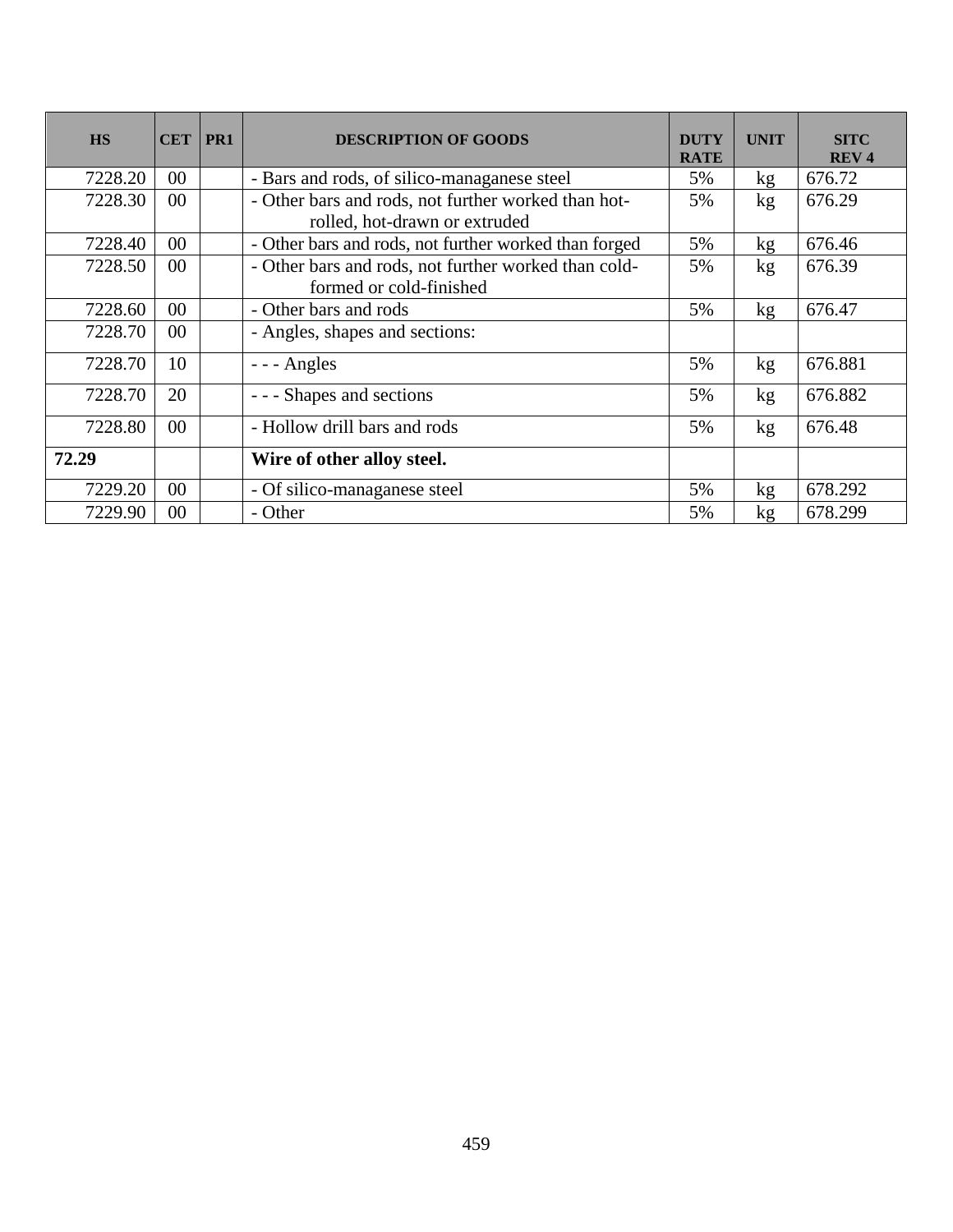| HS | CET | PR1 | DESCRIPTION OF GOODS | DUTY RATE | UNIT | SITC REV 4 |
|---|---|---|---|---|---|---|
| 7228.20 | 00 | | - Bars and rods, of silico-managanese steel | 5% | kg | 676.72 |
| 7228.30 | 00 | | - Other bars and rods, not further worked than hot-rolled, hot-drawn or extruded | 5% | kg | 676.29 |
| 7228.40 | 00 | | - Other bars and rods, not further worked than forged | 5% | kg | 676.46 |
| 7228.50 | 00 | | - Other bars and rods, not further worked than cold-formed or cold-finished | 5% | kg | 676.39 |
| 7228.60 | 00 | | - Other bars and rods | 5% | kg | 676.47 |
| 7228.70 | 00 | | - Angles, shapes and sections: | | | |
| 7228.70 | 10 | | - - - Angles | 5% | kg | 676.881 |
| 7228.70 | 20 | | - - - Shapes and sections | 5% | kg | 676.882 |
| 7228.80 | 00 | | - Hollow drill bars and rods | 5% | kg | 676.48 |
| **72.29** | | | **Wire of other alloy steel.** | | | |
| 7229.20 | 00 | | - Of silico-managanese steel | 5% | kg | 678.292 |
| 7229.90 | 00 | | - Other | 5% | kg | 678.299 |